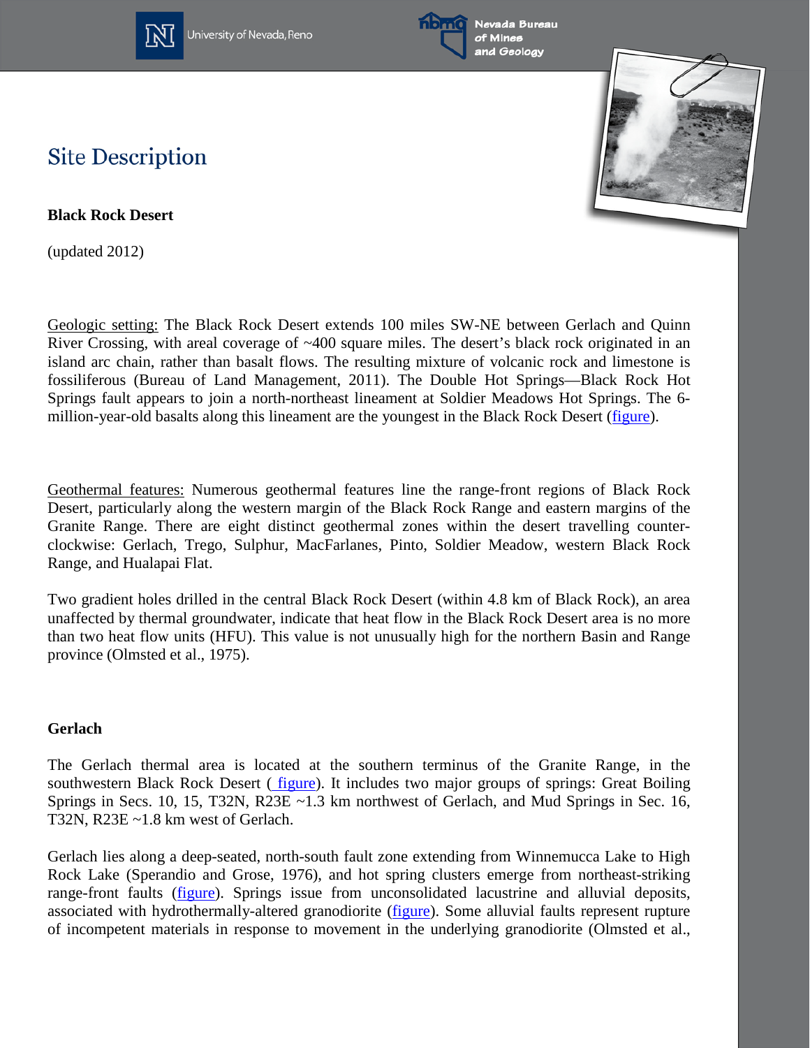# Site Description

**Black Rock Desert**

(updated 2012)

Geologic setting: The Black Rock Desert extends 100 miles SW-NE between Gerlach and Quinn River Crossing, with areal coverage of ~400 square miles. The desert's black rock originated in an island arc chain, rather than basalt flows. The resulting mixture of volcanic rock and limestone is fossiliferous (Bureau of Land Management, 2011). The Double Hot Springs—Black Rock Hot Springs fault appears to join a north-northeast lineament at Soldier Meadows Hot Springs. The 6-million-year-old basalts along this lineament are the youngest in the Black Rock Desert (figure).

Geothermal features: Numerous geothermal features line the range-front regions of Black Rock Desert, particularly along the western margin of the Black Rock Range and eastern margins of the Granite Range. There are eight distinct geothermal zones within the desert travelling counter-clockwise: Gerlach, Trego, Sulphur, MacFarlanes, Pinto, Soldier Meadow, western Black Rock Range, and Hualapai Flat.

Two gradient holes drilled in the central Black Rock Desert (within 4.8 km of Black Rock), an area unaffected by thermal groundwater, indicate that heat flow in the Black Rock Desert area is no more than two heat flow units (HFU). This value is not unusually high for the northern Basin and Range province (Olmsted et al., 1975).

**Gerlach**

The Gerlach thermal area is located at the southern terminus of the Granite Range, in the southwestern Black Rock Desert ( figure). It includes two major groups of springs: Great Boiling Springs in Secs. 10, 15, T32N, R23E ~1.3 km northwest of Gerlach, and Mud Springs in Sec. 16, T32N, R23E ~1.8 km west of Gerlach.

Gerlach lies along a deep-seated, north-south fault zone extending from Winnemucca Lake to High Rock Lake (Sperandio and Grose, 1976), and hot spring clusters emerge from northeast-striking range-front faults (figure). Springs issue from unconsolidated lacustrine and alluvial deposits, associated with hydrothermally-altered granodiorite (figure). Some alluvial faults represent rupture of incompetent materials in response to movement in the underlying granodiorite (Olmsted et al.,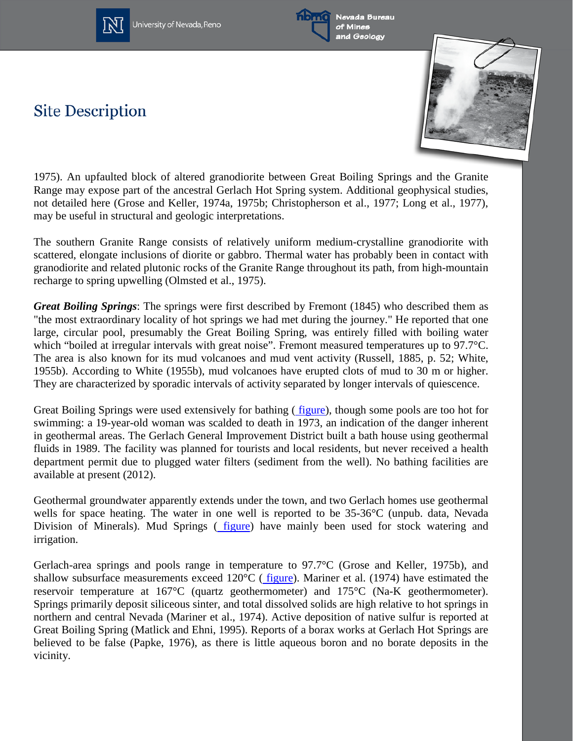# Site Description

1975). An upfaulted block of altered granodiorite between Great Boiling Springs and the Granite Range may expose part of the ancestral Gerlach Hot Spring system. Additional geophysical studies, not detailed here (Grose and Keller, 1974a, 1975b; Christopherson et al., 1977; Long et al., 1977), may be useful in structural and geologic interpretations.

The southern Granite Range consists of relatively uniform medium-crystalline granodiorite with scattered, elongate inclusions of diorite or gabbro. Thermal water has probably been in contact with granodiorite and related plutonic rocks of the Granite Range throughout its path, from high-mountain recharge to spring upwelling (Olmsted et al., 1975).

***Great Boiling Springs***: The springs were first described by Fremont (1845) who described them as "the most extraordinary locality of hot springs we had met during the journey." He reported that one large, circular pool, presumably the Great Boiling Spring, was entirely filled with boiling water which "boiled at irregular intervals with great noise". Fremont measured temperatures up to 97.7°C. The area is also known for its mud volcanoes and mud vent activity (Russell, 1885, p. 52; White, 1955b). According to White (1955b), mud volcanoes have erupted clots of mud to 30 m or higher. They are characterized by sporadic intervals of activity separated by longer intervals of quiescence.

Great Boiling Springs were used extensively for bathing ( figure), though some pools are too hot for swimming: a 19-year-old woman was scalded to death in 1973, an indication of the danger inherent in geothermal areas. The Gerlach General Improvement District built a bath house using geothermal fluids in 1989. The facility was planned for tourists and local residents, but never received a health department permit due to plugged water filters (sediment from the well). No bathing facilities are available at present (2012).

Geothermal groundwater apparently extends under the town, and two Gerlach homes use geothermal wells for space heating. The water in one well is reported to be 35-36°C (unpub. data, Nevada Division of Minerals). Mud Springs ( figure) have mainly been used for stock watering and irrigation.

Gerlach-area springs and pools range in temperature to 97.7°C (Grose and Keller, 1975b), and shallow subsurface measurements exceed 120°C ( figure). Mariner et al. (1974) have estimated the reservoir temperature at 167°C (quartz geothermometer) and 175°C (Na-K geothermometer). Springs primarily deposit siliceous sinter, and total dissolved solids are high relative to hot springs in northern and central Nevada (Mariner et al., 1974). Active deposition of native sulfur is reported at Great Boiling Spring (Matlick and Ehni, 1995). Reports of a borax works at Gerlach Hot Springs are believed to be false (Papke, 1976), as there is little aqueous boron and no borate deposits in the vicinity.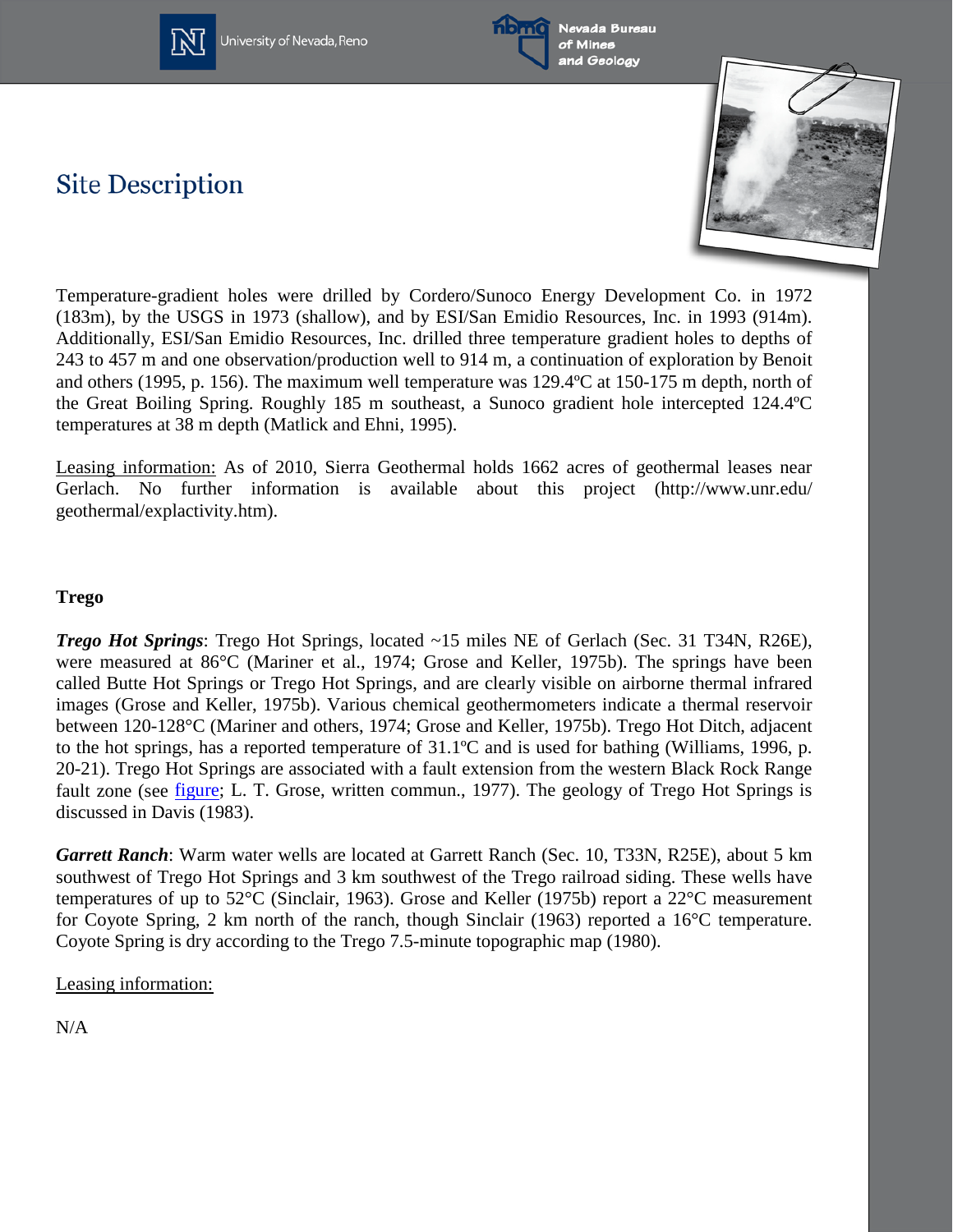## Site Description

Temperature-gradient holes were drilled by Cordero/Sunoco Energy Development Co. in 1972 (183m), by the USGS in 1973 (shallow), and by ESI/San Emidio Resources, Inc. in 1993 (914m). Additionally, ESI/San Emidio Resources, Inc. drilled three temperature gradient holes to depths of 243 to 457 m and one observation/production well to 914 m, a continuation of exploration by Benoit and others (1995, p. 156). The maximum well temperature was 129.4ºC at 150-175 m depth, north of the Great Boiling Spring. Roughly 185 m southeast, a Sunoco gradient hole intercepted 124.4ºC temperatures at 38 m depth (Matlick and Ehni, 1995).

Leasing information: As of 2010, Sierra Geothermal holds 1662 acres of geothermal leases near Gerlach. No further information is available about this project (http://www.unr.edu/geothermal/explactivity.htm).

**Trego**

***Trego Hot Springs***: Trego Hot Springs, located ~15 miles NE of Gerlach (Sec. 31 T34N, R26E), were measured at 86°C (Mariner et al., 1974; Grose and Keller, 1975b). The springs have been called Butte Hot Springs or Trego Hot Springs, and are clearly visible on airborne thermal infrared images (Grose and Keller, 1975b). Various chemical geothermometers indicate a thermal reservoir between 120-128°C (Mariner and others, 1974; Grose and Keller, 1975b). Trego Hot Ditch, adjacent to the hot springs, has a reported temperature of 31.1ºC and is used for bathing (Williams, 1996, p. 20-21). Trego Hot Springs are associated with a fault extension from the western Black Rock Range fault zone (see figure; L. T. Grose, written commun., 1977). The geology of Trego Hot Springs is discussed in Davis (1983).

***Garrett Ranch***: Warm water wells are located at Garrett Ranch (Sec. 10, T33N, R25E), about 5 km southwest of Trego Hot Springs and 3 km southwest of the Trego railroad siding. These wells have temperatures of up to 52°C (Sinclair, 1963). Grose and Keller (1975b) report a 22°C measurement for Coyote Spring, 2 km north of the ranch, though Sinclair (1963) reported a 16°C temperature. Coyote Spring is dry according to the Trego 7.5-minute topographic map (1980).

Leasing information:

N/A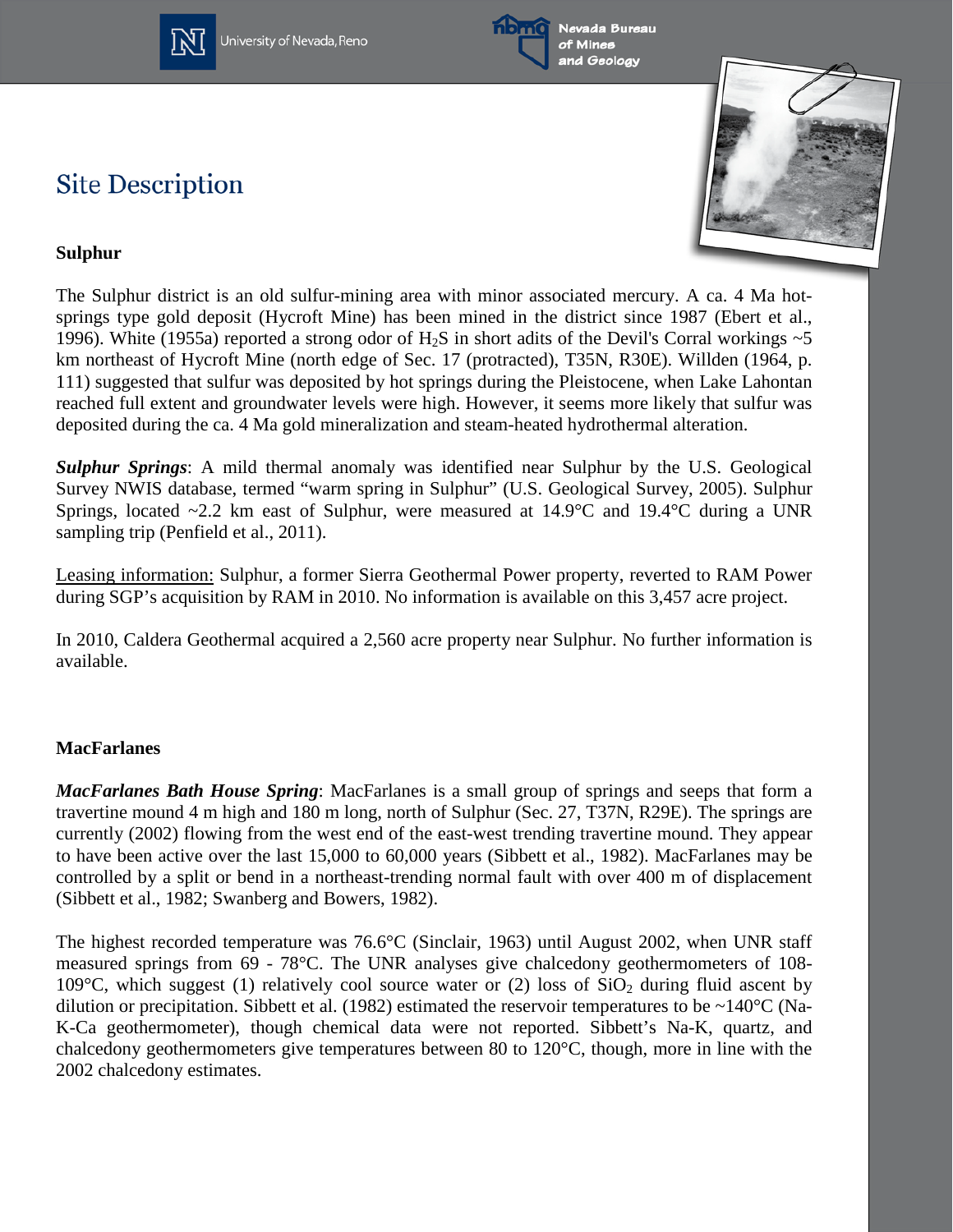# Site Description

### Sulphur

The Sulphur district is an old sulfur-mining area with minor associated mercury. A ca. 4 Ma hot-springs type gold deposit (Hycroft Mine) has been mined in the district since 1987 (Ebert et al., 1996). White (1955a) reported a strong odor of $H_2S$ in short adits of the Devil's Corral workings ~5 km northeast of Hycroft Mine (north edge of Sec. 17 (protracted), T35N, R30E). Willden (1964, p. 111) suggested that sulfur was deposited by hot springs during the Pleistocene, when Lake Lahontan reached full extent and groundwater levels were high. However, it seems more likely that sulfur was deposited during the ca. 4 Ma gold mineralization and steam-heated hydrothermal alteration.

***Sulphur Springs***: A mild thermal anomaly was identified near Sulphur by the U.S. Geological Survey NWIS database, termed "warm spring in Sulphur" (U.S. Geological Survey, 2005). Sulphur Springs, located ~2.2 km east of Sulphur, were measured at 14.9°C and 19.4°C during a UNR sampling trip (Penfield et al., 2011).

Leasing information: Sulphur, a former Sierra Geothermal Power property, reverted to RAM Power during SGP's acquisition by RAM in 2010. No information is available on this 3,457 acre project.

In 2010, Caldera Geothermal acquired a 2,560 acre property near Sulphur. No further information is available.

### MacFarlanes

***MacFarlanes Bath House Spring***: MacFarlanes is a small group of springs and seeps that form a travertine mound 4 m high and 180 m long, north of Sulphur (Sec. 27, T37N, R29E). The springs are currently (2002) flowing from the west end of the east-west trending travertine mound. They appear to have been active over the last 15,000 to 60,000 years (Sibbett et al., 1982). MacFarlanes may be controlled by a split or bend in a northeast-trending normal fault with over 400 m of displacement (Sibbett et al., 1982; Swanberg and Bowers, 1982).

The highest recorded temperature was 76.6°C (Sinclair, 1963) until August 2002, when UNR staff measured springs from 69 - 78°C. The UNR analyses give chalcedony geothermometers of 108-109°C, which suggest (1) relatively cool source water or (2) loss of $SiO_2$ during fluid ascent by dilution or precipitation. Sibbett et al. (1982) estimated the reservoir temperatures to be ~140°C (Na-K-Ca geothermometer), though chemical data were not reported. Sibbett's Na-K, quartz, and chalcedony geothermometers give temperatures between 80 to 120°C, though, more in line with the 2002 chalcedony estimates.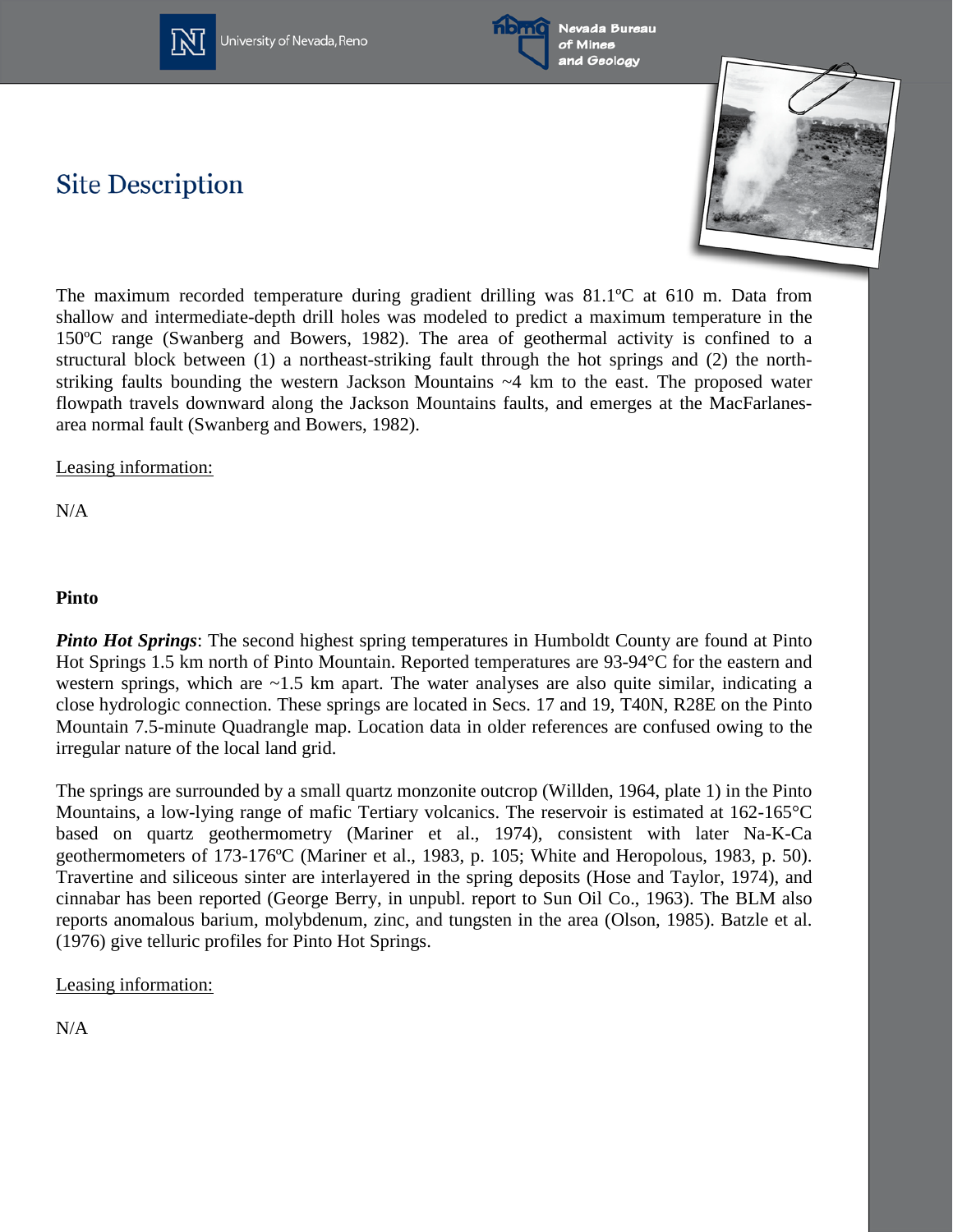## Site Description

The maximum recorded temperature during gradient drilling was 81.1ºC at 610 m. Data from shallow and intermediate-depth drill holes was modeled to predict a maximum temperature in the 150ºC range (Swanberg and Bowers, 1982). The area of geothermal activity is confined to a structural block between (1) a northeast-striking fault through the hot springs and (2) the north-striking faults bounding the western Jackson Mountains ~4 km to the east. The proposed water flowpath travels downward along the Jackson Mountains faults, and emerges at the MacFarlanes-area normal fault (Swanberg and Bowers, 1982).

Leasing information:

N/A

**Pinto**

***Pinto Hot Springs***: The second highest spring temperatures in Humboldt County are found at Pinto Hot Springs 1.5 km north of Pinto Mountain. Reported temperatures are 93-94°C for the eastern and western springs, which are ~1.5 km apart. The water analyses are also quite similar, indicating a close hydrologic connection. These springs are located in Secs. 17 and 19, T40N, R28E on the Pinto Mountain 7.5-minute Quadrangle map. Location data in older references are confused owing to the irregular nature of the local land grid.

The springs are surrounded by a small quartz monzonite outcrop (Willden, 1964, plate 1) in the Pinto Mountains, a low-lying range of mafic Tertiary volcanics. The reservoir is estimated at 162-165°C based on quartz geothermometry (Mariner et al., 1974), consistent with later Na-K-Ca geothermometers of 173-176ºC (Mariner et al., 1983, p. 105; White and Heropolous, 1983, p. 50). Travertine and siliceous sinter are interlayered in the spring deposits (Hose and Taylor, 1974), and cinnabar has been reported (George Berry, in unpubl. report to Sun Oil Co., 1963). The BLM also reports anomalous barium, molybdenum, zinc, and tungsten in the area (Olson, 1985). Batzle et al. (1976) give telluric profiles for Pinto Hot Springs.

Leasing information:

N/A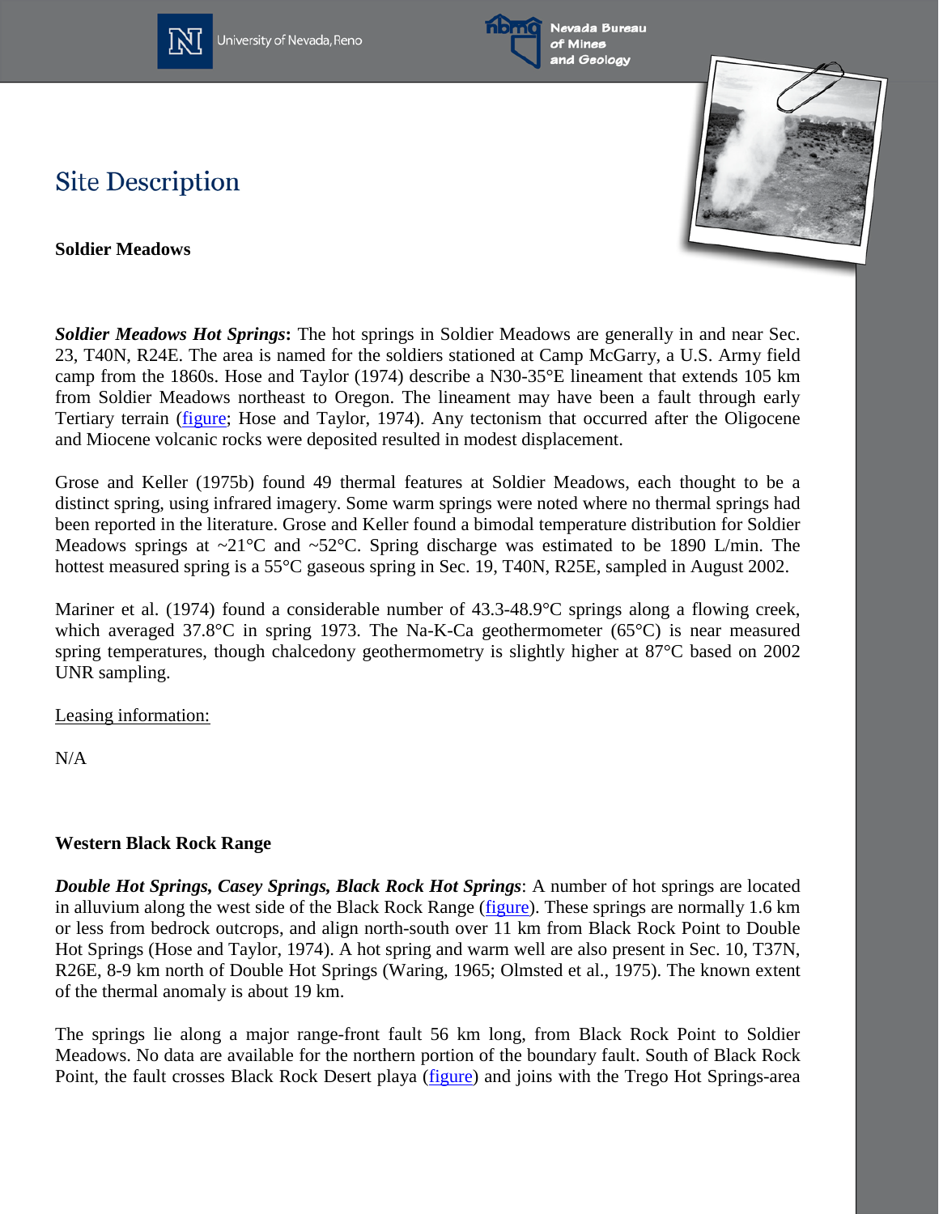# Site Description

**Soldier Meadows**

***Soldier Meadows Hot Springs*****:** The hot springs in Soldier Meadows are generally in and near Sec. 23, T40N, R24E. The area is named for the soldiers stationed at Camp McGarry, a U.S. Army field camp from the 1860s. Hose and Taylor (1974) describe a N30-35°E lineament that extends 105 km from Soldier Meadows northeast to Oregon. The lineament may have been a fault through early Tertiary terrain (figure; Hose and Taylor, 1974). Any tectonism that occurred after the Oligocene and Miocene volcanic rocks were deposited resulted in modest displacement.

Grose and Keller (1975b) found 49 thermal features at Soldier Meadows, each thought to be a distinct spring, using infrared imagery. Some warm springs were noted where no thermal springs had been reported in the literature. Grose and Keller found a bimodal temperature distribution for Soldier Meadows springs at ~21°C and ~52°C. Spring discharge was estimated to be 1890 L/min. The hottest measured spring is a 55°C gaseous spring in Sec. 19, T40N, R25E, sampled in August 2002.

Mariner et al. (1974) found a considerable number of 43.3-48.9°C springs along a flowing creek, which averaged 37.8°C in spring 1973. The Na-K-Ca geothermometer (65°C) is near measured spring temperatures, though chalcedony geothermometry is slightly higher at 87°C based on 2002 UNR sampling.

Leasing information:

N/A

**Western Black Rock Range**

***Double Hot Springs, Casey Springs, Black Rock Hot Springs***: A number of hot springs are located in alluvium along the west side of the Black Rock Range (figure). These springs are normally 1.6 km or less from bedrock outcrops, and align north-south over 11 km from Black Rock Point to Double Hot Springs (Hose and Taylor, 1974). A hot spring and warm well are also present in Sec. 10, T37N, R26E, 8-9 km north of Double Hot Springs (Waring, 1965; Olmsted et al., 1975). The known extent of the thermal anomaly is about 19 km.

The springs lie along a major range-front fault 56 km long, from Black Rock Point to Soldier Meadows. No data are available for the northern portion of the boundary fault. South of Black Rock Point, the fault crosses Black Rock Desert playa (figure) and joins with the Trego Hot Springs-area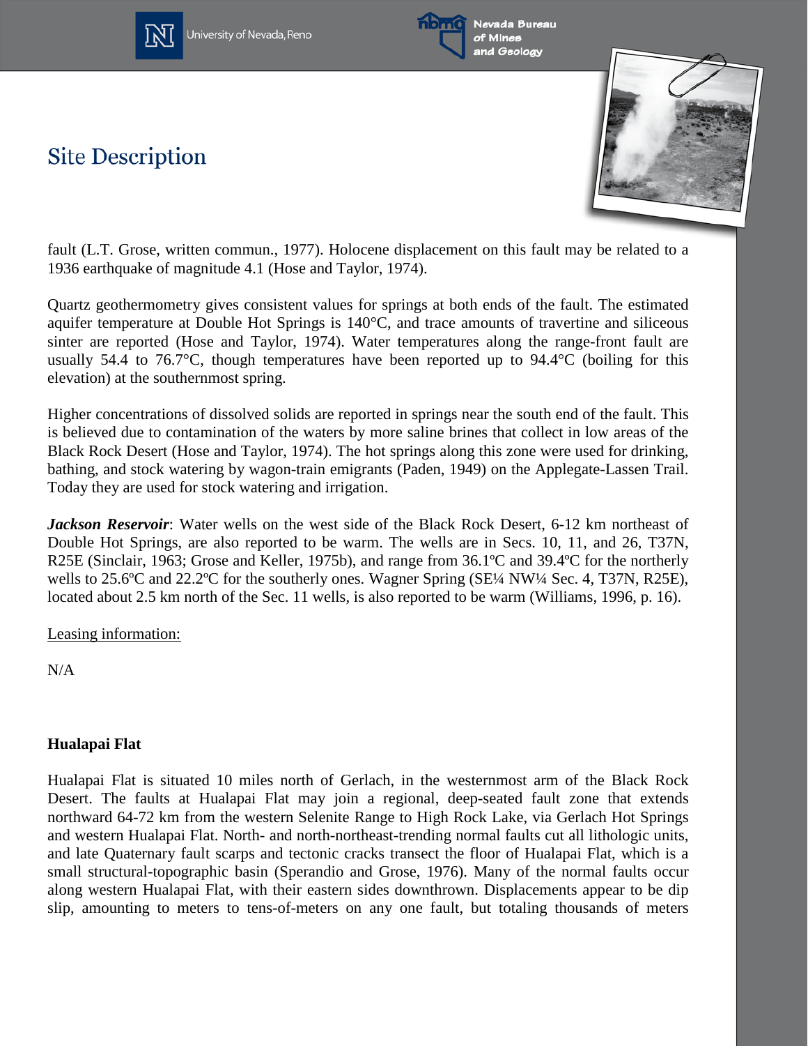fault (L.T. Grose, written commun., 1977). Holocene displacement on this fault may be related to a 1936 earthquake of magnitude 4.1 (Hose and Taylor, 1974).

Quartz geothermometry gives consistent values for springs at both ends of the fault. The estimated aquifer temperature at Double Hot Springs is 140°C, and trace amounts of travertine and siliceous sinter are reported (Hose and Taylor, 1974). Water temperatures along the range-front fault are usually 54.4 to 76.7°C, though temperatures have been reported up to 94.4°C (boiling for this elevation) at the southernmost spring.

Higher concentrations of dissolved solids are reported in springs near the south end of the fault. This is believed due to contamination of the waters by more saline brines that collect in low areas of the Black Rock Desert (Hose and Taylor, 1974). The hot springs along this zone were used for drinking, bathing, and stock watering by wagon-train emigrants (Paden, 1949) on the Applegate-Lassen Trail. Today they are used for stock watering and irrigation.

***Jackson Reservoir***: Water wells on the west side of the Black Rock Desert, 6-12 km northeast of Double Hot Springs, are also reported to be warm. The wells are in Secs. 10, 11, and 26, T37N, R25E (Sinclair, 1963; Grose and Keller, 1975b), and range from 36.1ºC and 39.4ºC for the northerly wells to 25.6ºC and 22.2ºC for the southerly ones. Wagner Spring (SE¼ NW¼ Sec. 4, T37N, R25E), located about 2.5 km north of the Sec. 11 wells, is also reported to be warm (Williams, 1996, p. 16).

Leasing information:

N/A

**Hualapai Flat**

Hualapai Flat is situated 10 miles north of Gerlach, in the westernmost arm of the Black Rock Desert. The faults at Hualapai Flat may join a regional, deep-seated fault zone that extends northward 64-72 km from the western Selenite Range to High Rock Lake, via Gerlach Hot Springs and western Hualapai Flat. North- and north-northeast-trending normal faults cut all lithologic units, and late Quaternary fault scarps and tectonic cracks transect the floor of Hualapai Flat, which is a small structural-topographic basin (Sperandio and Grose, 1976). Many of the normal faults occur along western Hualapai Flat, with their eastern sides downthrown. Displacements appear to be dip slip, amounting to meters to tens-of-meters on any one fault, but totaling thousands of meters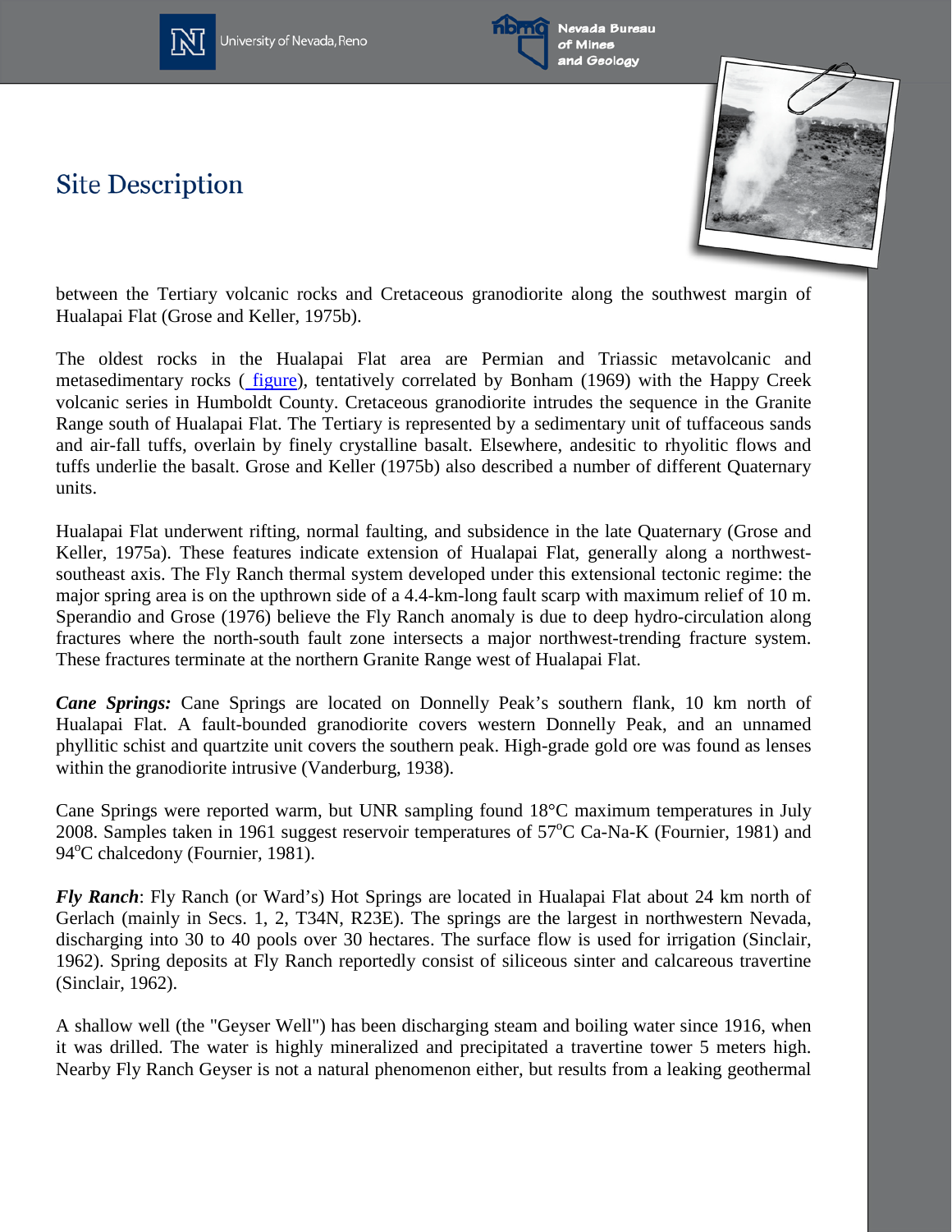# Site Description

between the Tertiary volcanic rocks and Cretaceous granodiorite along the southwest margin of Hualapai Flat (Grose and Keller, 1975b).

The oldest rocks in the Hualapai Flat area are Permian and Triassic metavolcanic and metasedimentary rocks ( figure), tentatively correlated by Bonham (1969) with the Happy Creek volcanic series in Humboldt County. Cretaceous granodiorite intrudes the sequence in the Granite Range south of Hualapai Flat. The Tertiary is represented by a sedimentary unit of tuffaceous sands and air-fall tuffs, overlain by finely crystalline basalt. Elsewhere, andesitic to rhyolitic flows and tuffs underlie the basalt. Grose and Keller (1975b) also described a number of different Quaternary units.

Hualapai Flat underwent rifting, normal faulting, and subsidence in the late Quaternary (Grose and Keller, 1975a). These features indicate extension of Hualapai Flat, generally along a northwest-southeast axis. The Fly Ranch thermal system developed under this extensional tectonic regime: the major spring area is on the upthrown side of a 4.4-km-long fault scarp with maximum relief of 10 m. Sperandio and Grose (1976) believe the Fly Ranch anomaly is due to deep hydro-circulation along fractures where the north-south fault zone intersects a major northwest-trending fracture system. These fractures terminate at the northern Granite Range west of Hualapai Flat.

***Cane Springs:*** Cane Springs are located on Donnelly Peak's southern flank, 10 km north of Hualapai Flat. A fault-bounded granodiorite covers western Donnelly Peak, and an unnamed phyllitic schist and quartzite unit covers the southern peak. High-grade gold ore was found as lenses within the granodiorite intrusive (Vanderburg, 1938).

Cane Springs were reported warm, but UNR sampling found 18°C maximum temperatures in July 2008. Samples taken in 1961 suggest reservoir temperatures of 57°C Ca-Na-K (Fournier, 1981) and 94°C chalcedony (Fournier, 1981).

***Fly Ranch***: Fly Ranch (or Ward's) Hot Springs are located in Hualapai Flat about 24 km north of Gerlach (mainly in Secs. 1, 2, T34N, R23E). The springs are the largest in northwestern Nevada, discharging into 30 to 40 pools over 30 hectares. The surface flow is used for irrigation (Sinclair, 1962). Spring deposits at Fly Ranch reportedly consist of siliceous sinter and calcareous travertine (Sinclair, 1962).

A shallow well (the "Geyser Well") has been discharging steam and boiling water since 1916, when it was drilled. The water is highly mineralized and precipitated a travertine tower 5 meters high. Nearby Fly Ranch Geyser is not a natural phenomenon either, but results from a leaking geothermal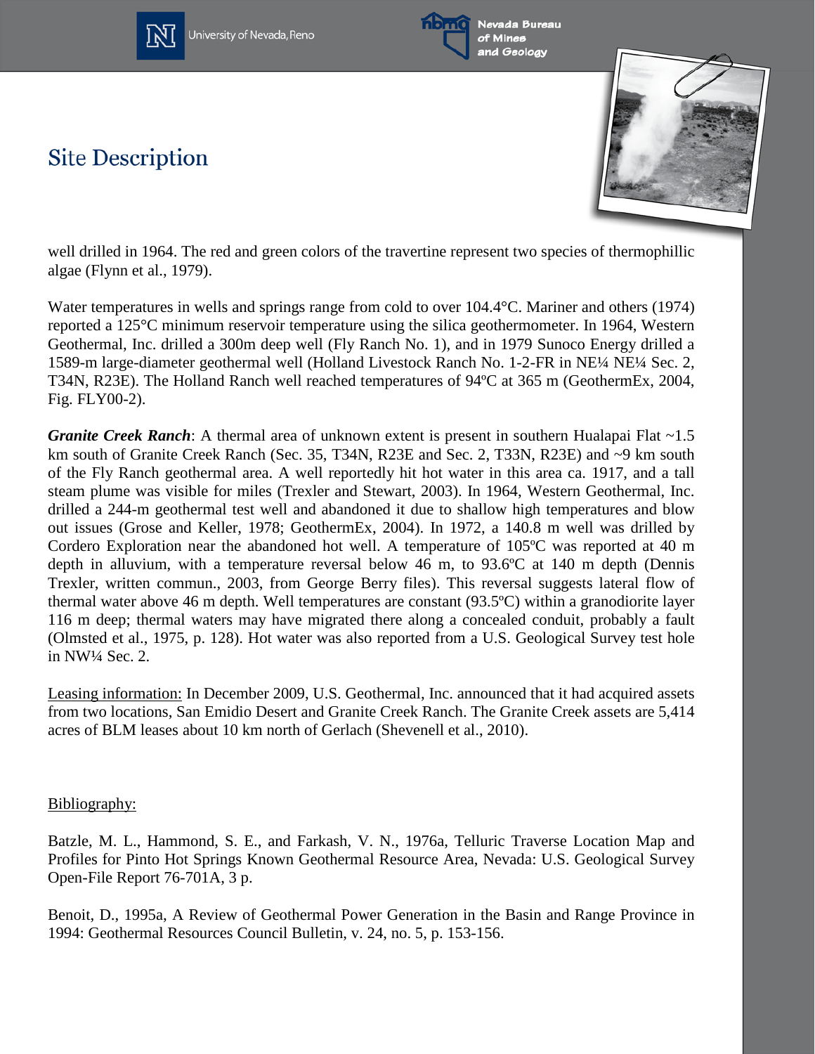# Site Description

well drilled in 1964. The red and green colors of the travertine represent two species of thermophillic algae (Flynn et al., 1979).

Water temperatures in wells and springs range from cold to over 104.4°C. Mariner and others (1974) reported a 125°C minimum reservoir temperature using the silica geothermometer. In 1964, Western Geothermal, Inc. drilled a 300m deep well (Fly Ranch No. 1), and in 1979 Sunoco Energy drilled a 1589-m large-diameter geothermal well (Holland Livestock Ranch No. 1-2-FR in NE¼ NE¼ Sec. 2, T34N, R23E). The Holland Ranch well reached temperatures of 94ºC at 365 m (GeothermEx, 2004, Fig. FLY00-2).

***Granite Creek Ranch***: A thermal area of unknown extent is present in southern Hualapai Flat ~1.5 km south of Granite Creek Ranch (Sec. 35, T34N, R23E and Sec. 2, T33N, R23E) and ~9 km south of the Fly Ranch geothermal area. A well reportedly hit hot water in this area ca. 1917, and a tall steam plume was visible for miles (Trexler and Stewart, 2003). In 1964, Western Geothermal, Inc. drilled a 244-m geothermal test well and abandoned it due to shallow high temperatures and blow out issues (Grose and Keller, 1978; GeothermEx, 2004). In 1972, a 140.8 m well was drilled by Cordero Exploration near the abandoned hot well. A temperature of 105ºC was reported at 40 m depth in alluvium, with a temperature reversal below 46 m, to 93.6ºC at 140 m depth (Dennis Trexler, written commun., 2003, from George Berry files). This reversal suggests lateral flow of thermal water above 46 m depth. Well temperatures are constant (93.5ºC) within a granodiorite layer 116 m deep; thermal waters may have migrated there along a concealed conduit, probably a fault (Olmsted et al., 1975, p. 128). Hot water was also reported from a U.S. Geological Survey test hole in NW¼ Sec. 2.

Leasing information: In December 2009, U.S. Geothermal, Inc. announced that it had acquired assets from two locations, San Emidio Desert and Granite Creek Ranch. The Granite Creek assets are 5,414 acres of BLM leases about 10 km north of Gerlach (Shevenell et al., 2010).

Bibliography:

Batzle, M. L., Hammond, S. E., and Farkash, V. N., 1976a, Telluric Traverse Location Map and Profiles for Pinto Hot Springs Known Geothermal Resource Area, Nevada: U.S. Geological Survey Open-File Report 76-701A, 3 p.

Benoit, D., 1995a, A Review of Geothermal Power Generation in the Basin and Range Province in 1994: Geothermal Resources Council Bulletin, v. 24, no. 5, p. 153-156.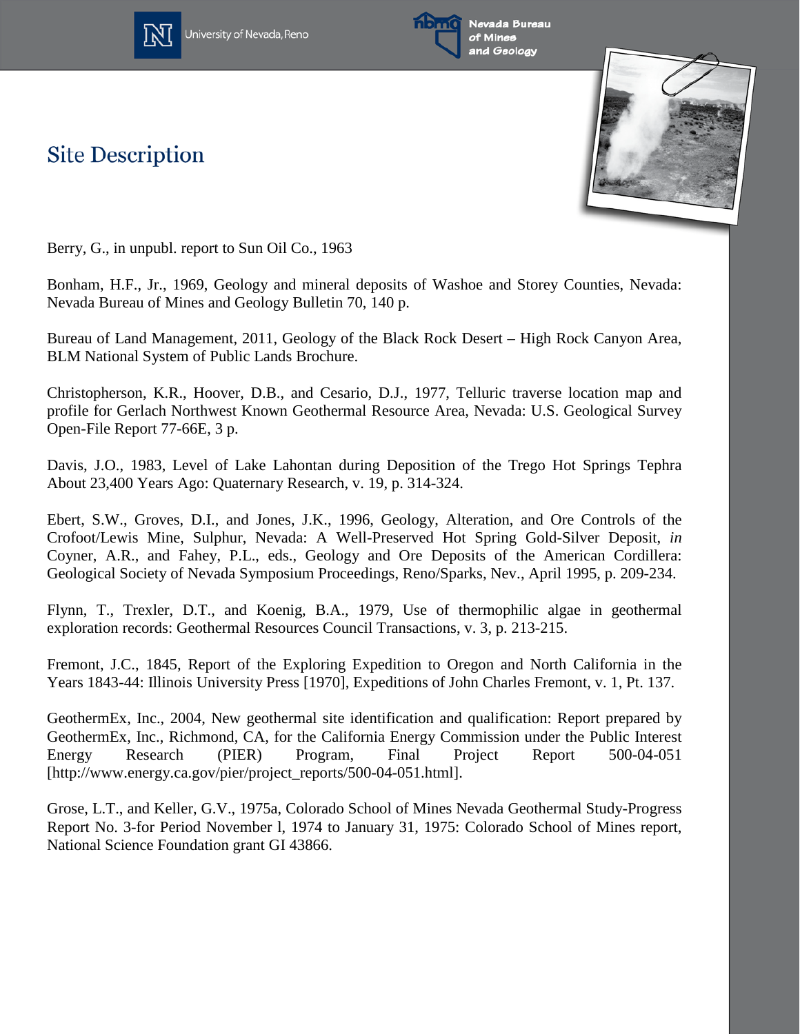# Site Description

Berry, G., in unpubl. report to Sun Oil Co., 1963

Bonham, H.F., Jr., 1969, Geology and mineral deposits of Washoe and Storey Counties, Nevada: Nevada Bureau of Mines and Geology Bulletin 70, 140 p.

Bureau of Land Management, 2011, Geology of the Black Rock Desert – High Rock Canyon Area, BLM National System of Public Lands Brochure.

Christopherson, K.R., Hoover, D.B., and Cesario, D.J., 1977, Telluric traverse location map and profile for Gerlach Northwest Known Geothermal Resource Area, Nevada: U.S. Geological Survey Open-File Report 77-66E, 3 p.

Davis, J.O., 1983, Level of Lake Lahontan during Deposition of the Trego Hot Springs Tephra About 23,400 Years Ago: Quaternary Research, v. 19, p. 314-324.

Ebert, S.W., Groves, D.I., and Jones, J.K., 1996, Geology, Alteration, and Ore Controls of the Crofoot/Lewis Mine, Sulphur, Nevada: A Well-Preserved Hot Spring Gold-Silver Deposit, *in* Coyner, A.R., and Fahey, P.L., eds., Geology and Ore Deposits of the American Cordillera: Geological Society of Nevada Symposium Proceedings, Reno/Sparks, Nev., April 1995, p. 209-234.

Flynn, T., Trexler, D.T., and Koenig, B.A., 1979, Use of thermophilic algae in geothermal exploration records: Geothermal Resources Council Transactions, v. 3, p. 213-215.

Fremont, J.C., 1845, Report of the Exploring Expedition to Oregon and North California in the Years 1843-44: Illinois University Press [1970], Expeditions of John Charles Fremont, v. 1, Pt. 137.

GeothermEx, Inc., 2004, New geothermal site identification and qualification: Report prepared by GeothermEx, Inc., Richmond, CA, for the California Energy Commission under the Public Interest Energy Research (PIER) Program, Final Project Report 500-04-051 [http://www.energy.ca.gov/pier/project_reports/500-04-051.html].

Grose, L.T., and Keller, G.V., 1975a, Colorado School of Mines Nevada Geothermal Study-Progress Report No. 3-for Period November l, 1974 to January 31, 1975: Colorado School of Mines report, National Science Foundation grant GI 43866.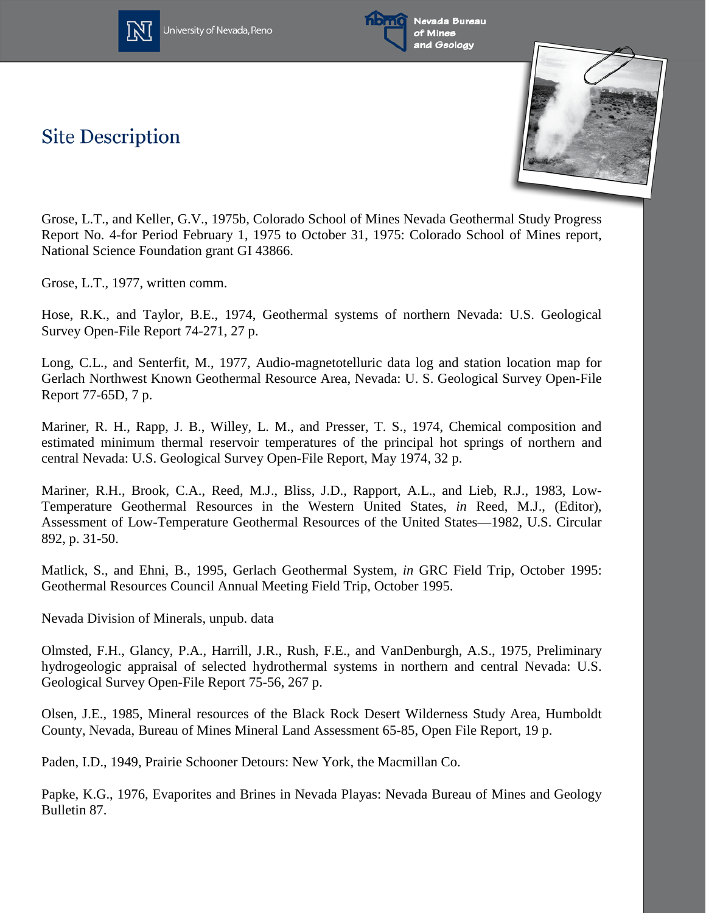## Site Description

Grose, L.T., and Keller, G.V., 1975b, Colorado School of Mines Nevada Geothermal Study Progress Report No. 4-for Period February 1, 1975 to October 31, 1975: Colorado School of Mines report, National Science Foundation grant GI 43866.

Grose, L.T., 1977, written comm.

Hose, R.K., and Taylor, B.E., 1974, Geothermal systems of northern Nevada: U.S. Geological Survey Open-File Report 74-271, 27 p.

Long, C.L., and Senterfit, M., 1977, Audio-magnetotelluric data log and station location map for Gerlach Northwest Known Geothermal Resource Area, Nevada: U. S. Geological Survey Open-File Report 77-65D, 7 p.

Mariner, R. H., Rapp, J. B., Willey, L. M., and Presser, T. S., 1974, Chemical composition and estimated minimum thermal reservoir temperatures of the principal hot springs of northern and central Nevada: U.S. Geological Survey Open-File Report, May 1974, 32 p.

Mariner, R.H., Brook, C.A., Reed, M.J., Bliss, J.D., Rapport, A.L., and Lieb, R.J., 1983, Low-Temperature Geothermal Resources in the Western United States, *in* Reed, M.J., (Editor), Assessment of Low-Temperature Geothermal Resources of the United States—1982, U.S. Circular 892, p. 31-50.

Matlick, S., and Ehni, B., 1995, Gerlach Geothermal System, *in* GRC Field Trip, October 1995: Geothermal Resources Council Annual Meeting Field Trip, October 1995.

Nevada Division of Minerals, unpub. data

Olmsted, F.H., Glancy, P.A., Harrill, J.R., Rush, F.E., and VanDenburgh, A.S., 1975, Preliminary hydrogeologic appraisal of selected hydrothermal systems in northern and central Nevada: U.S. Geological Survey Open-File Report 75-56, 267 p.

Olsen, J.E., 1985, Mineral resources of the Black Rock Desert Wilderness Study Area, Humboldt County, Nevada, Bureau of Mines Mineral Land Assessment 65-85, Open File Report, 19 p.

Paden, I.D., 1949, Prairie Schooner Detours: New York, the Macmillan Co.

Papke, K.G., 1976, Evaporites and Brines in Nevada Playas: Nevada Bureau of Mines and Geology Bulletin 87.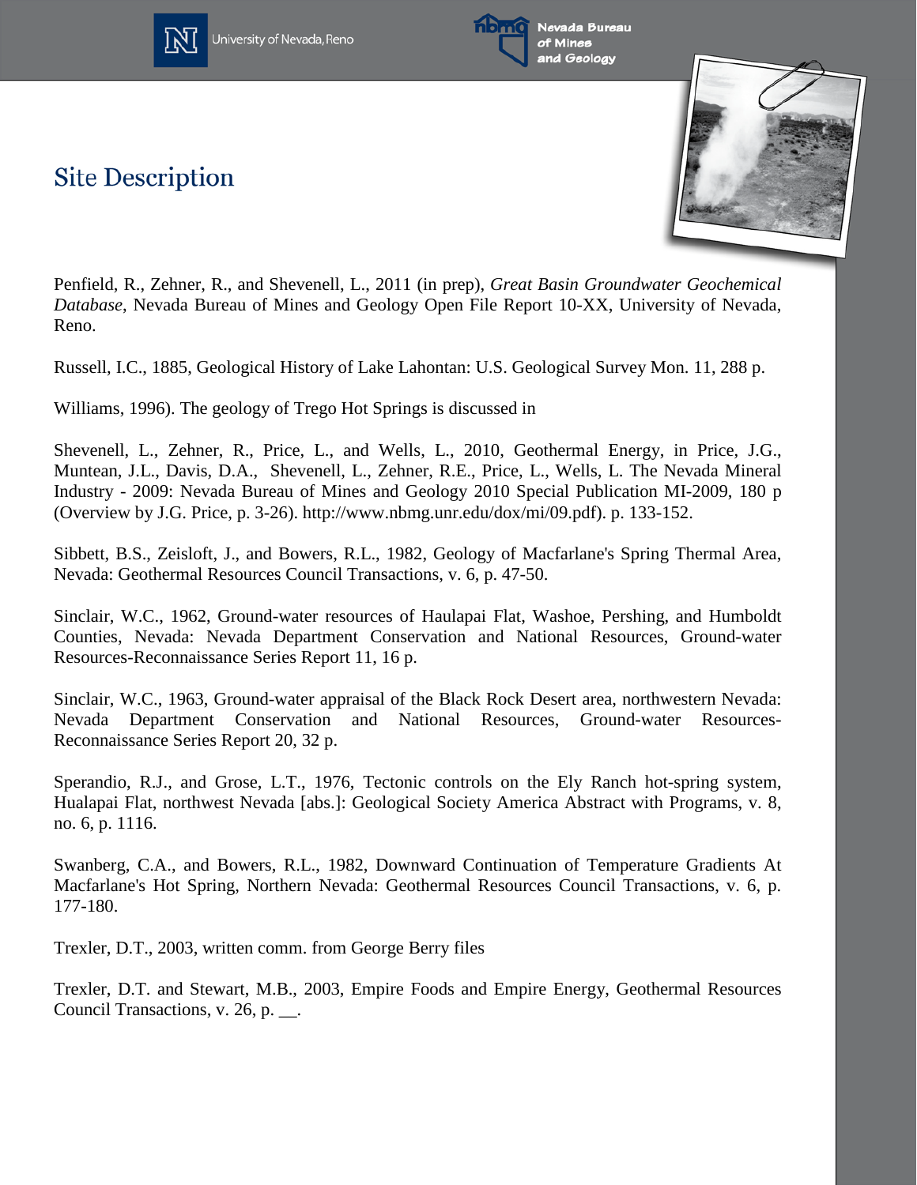Penfield, R., Zehner, R., and Shevenell, L., 2011 (in prep), *Great Basin Groundwater Geochemical Database*, Nevada Bureau of Mines and Geology Open File Report 10-XX, University of Nevada, Reno.

Russell, I.C., 1885, Geological History of Lake Lahontan: U.S. Geological Survey Mon. 11, 288 p.

Williams, 1996). The geology of Trego Hot Springs is discussed in

Shevenell, L., Zehner, R., Price, L., and Wells, L., 2010, Geothermal Energy, in Price, J.G., Muntean, J.L., Davis, D.A., Shevenell, L., Zehner, R.E., Price, L., Wells, L. The Nevada Mineral Industry - 2009: Nevada Bureau of Mines and Geology 2010 Special Publication MI-2009, 180 p (Overview by J.G. Price, p. 3-26). http://www.nbmg.unr.edu/dox/mi/09.pdf). p. 133-152.

Sibbett, B.S., Zeisloft, J., and Bowers, R.L., 1982, Geology of Macfarlane's Spring Thermal Area, Nevada: Geothermal Resources Council Transactions, v. 6, p. 47-50.

Sinclair, W.C., 1962, Ground-water resources of Haulapai Flat, Washoe, Pershing, and Humboldt Counties, Nevada: Nevada Department Conservation and National Resources, Ground-water Resources-Reconnaissance Series Report 11, 16 p.

Sinclair, W.C., 1963, Ground-water appraisal of the Black Rock Desert area, northwestern Nevada: Nevada Department Conservation and National Resources, Ground-water Resources-Reconnaissance Series Report 20, 32 p.

Sperandio, R.J., and Grose, L.T., 1976, Tectonic controls on the Ely Ranch hot-spring system, Hualapai Flat, northwest Nevada [abs.]: Geological Society America Abstract with Programs, v. 8, no. 6, p. 1116.

Swanberg, C.A., and Bowers, R.L., 1982, Downward Continuation of Temperature Gradients At Macfarlane's Hot Spring, Northern Nevada: Geothermal Resources Council Transactions, v. 6, p. 177-180.

Trexler, D.T., 2003, written comm. from George Berry files

Trexler, D.T. and Stewart, M.B., 2003, Empire Foods and Empire Energy, Geothermal Resources Council Transactions, v. 26, p. __.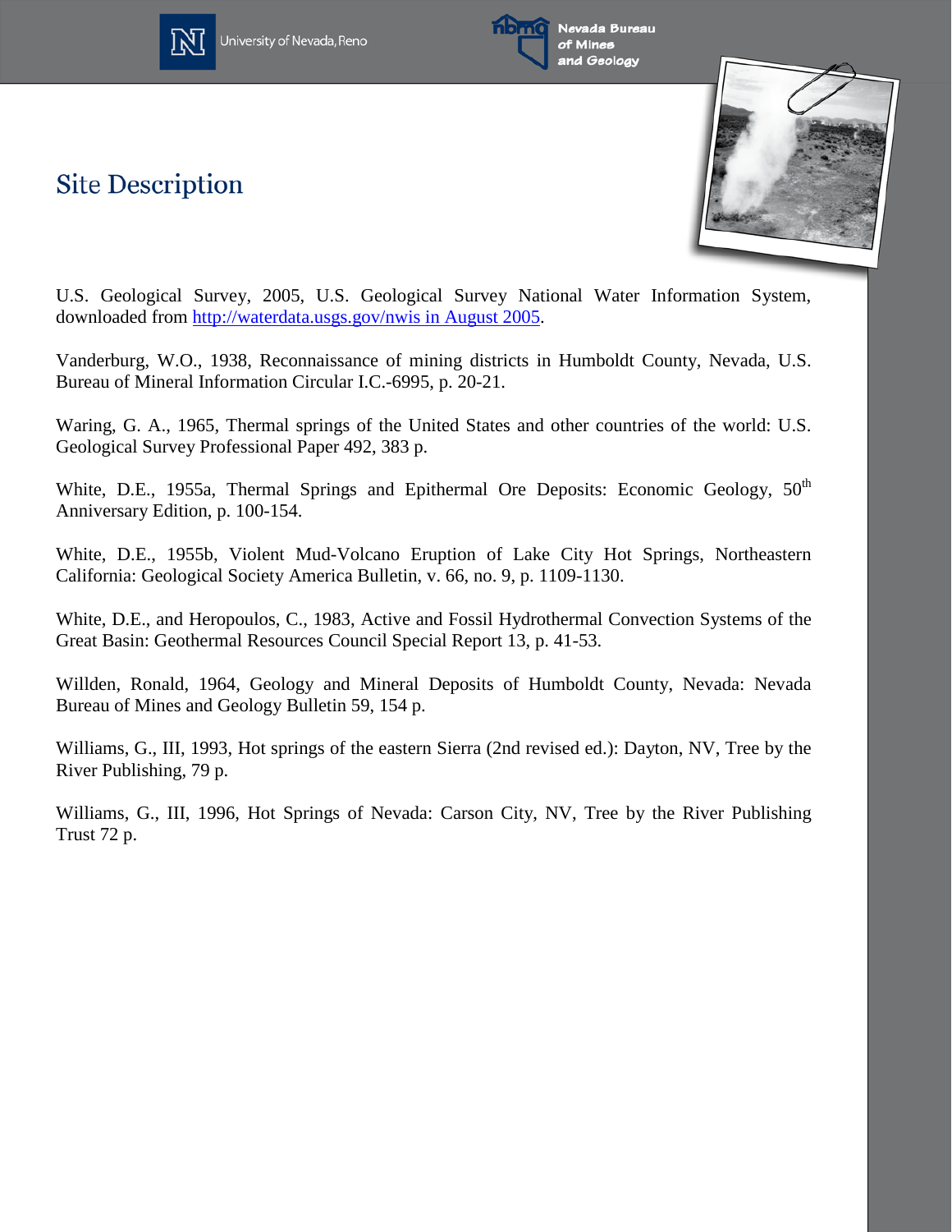# Site Description

U.S. Geological Survey, 2005, U.S. Geological Survey National Water Information System, downloaded from http://waterdata.usgs.gov/nwis in August 2005.

Vanderburg, W.O., 1938, Reconnaissance of mining districts in Humboldt County, Nevada, U.S. Bureau of Mineral Information Circular I.C.-6995, p. 20-21.

Waring, G. A., 1965, Thermal springs of the United States and other countries of the world: U.S. Geological Survey Professional Paper 492, 383 p.

White, D.E., 1955a, Thermal Springs and Epithermal Ore Deposits: Economic Geology, 50th Anniversary Edition, p. 100-154.

White, D.E., 1955b, Violent Mud-Volcano Eruption of Lake City Hot Springs, Northeastern California: Geological Society America Bulletin, v. 66, no. 9, p. 1109-1130.

White, D.E., and Heropoulos, C., 1983, Active and Fossil Hydrothermal Convection Systems of the Great Basin: Geothermal Resources Council Special Report 13, p. 41-53.

Willden, Ronald, 1964, Geology and Mineral Deposits of Humboldt County, Nevada: Nevada Bureau of Mines and Geology Bulletin 59, 154 p.

Williams, G., III, 1993, Hot springs of the eastern Sierra (2nd revised ed.): Dayton, NV, Tree by the River Publishing, 79 p.

Williams, G., III, 1996, Hot Springs of Nevada: Carson City, NV, Tree by the River Publishing Trust 72 p.